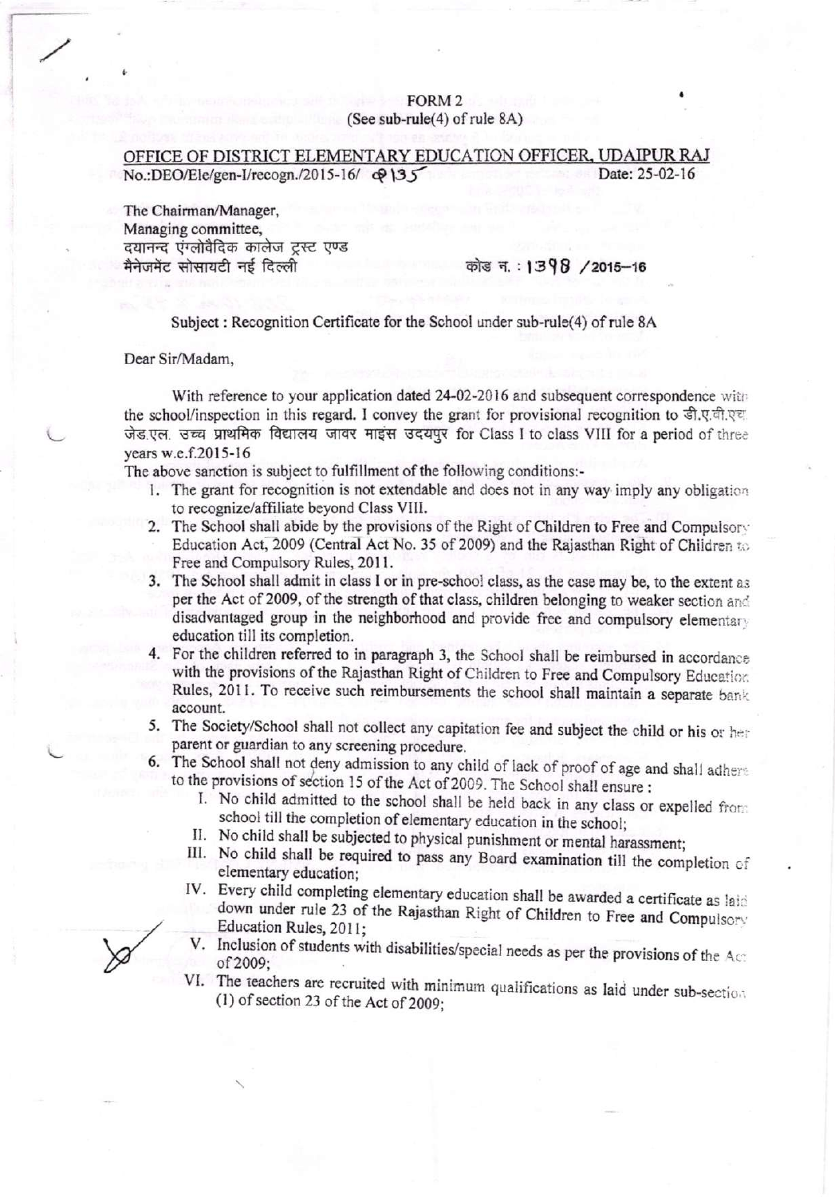FORM 2
(See sub-rule(4) of rule 8A)

OFFICE OF DISTRICT ELEMENTARY EDUCATION OFFICER, UDAIPUR RAJ

No.:DEO/Ele/gen-I/recogn./2015-16/ 8135 Date: 25-02-16

The Chairman/Manager,
Managing committee,
दयानन्द एंग्लोवैदिक कालेज ट्रस्ट एण्ड
मैनेजमेंट सोसायटी नई दिल्ली

कोड न. : 1398 /2015–16

Subject : Recognition Certificate for the School under sub-rule(4) of rule 8A

Dear Sir/Madam,

With reference to your application dated 24-02-2016 and subsequent correspondence with the school/inspection in this regard. I convey the grant for provisional recognition to डी.ए.वी.एच. जेड.एल. उच्च प्राथमिक विद्यालय जावर माइंस उदयपुर for Class I to class VIII for a period of three years w.e.f.2015-16

The above sanction is subject to fulfillment of the following conditions:-

1. The grant for recognition is not extendable and does not in any way imply any obligation to recognize/affiliate beyond Class VIII.
2. The School shall abide by the provisions of the Right of Children to Free and Compulsory Education Act, 2009 (Central Act No. 35 of 2009) and the Rajasthan Right of Children to Free and Compulsory Rules, 2011.
3. The School shall admit in class I or in pre-school class, as the case may be, to the extent as per the Act of 2009, of the strength of that class, children belonging to weaker section and disadvantaged group in the neighborhood and provide free and compulsory elementary education till its completion.
4. For the children referred to in paragraph 3, the School shall be reimbursed in accordance with the provisions of the Rajasthan Right of Children to Free and Compulsory Education Rules, 2011. To receive such reimbursements the school shall maintain a separate bank account.
5. The Society/School shall not collect any capitation fee and subject the child or his or her parent or guardian to any screening procedure.
6. The School shall not deny admission to any child of lack of proof of age and shall adhere to the provisions of section 15 of the Act of 2009. The School shall ensure :
   I. No child admitted to the school shall be held back in any class or expelled from school till the completion of elementary education in the school;
   II. No child shall be subjected to physical punishment or mental harassment;
   III. No child shall be required to pass any Board examination till the completion of elementary education;
   IV. Every child completing elementary education shall be awarded a certificate as laid down under rule 23 of the Rajasthan Right of Children to Free and Compulsory Education Rules, 2011;
   V. Inclusion of students with disabilities/special needs as per the provisions of the Act of 2009;
   VI. The teachers are recruited with minimum qualifications as laid under sub-section (1) of section 23 of the Act of 2009;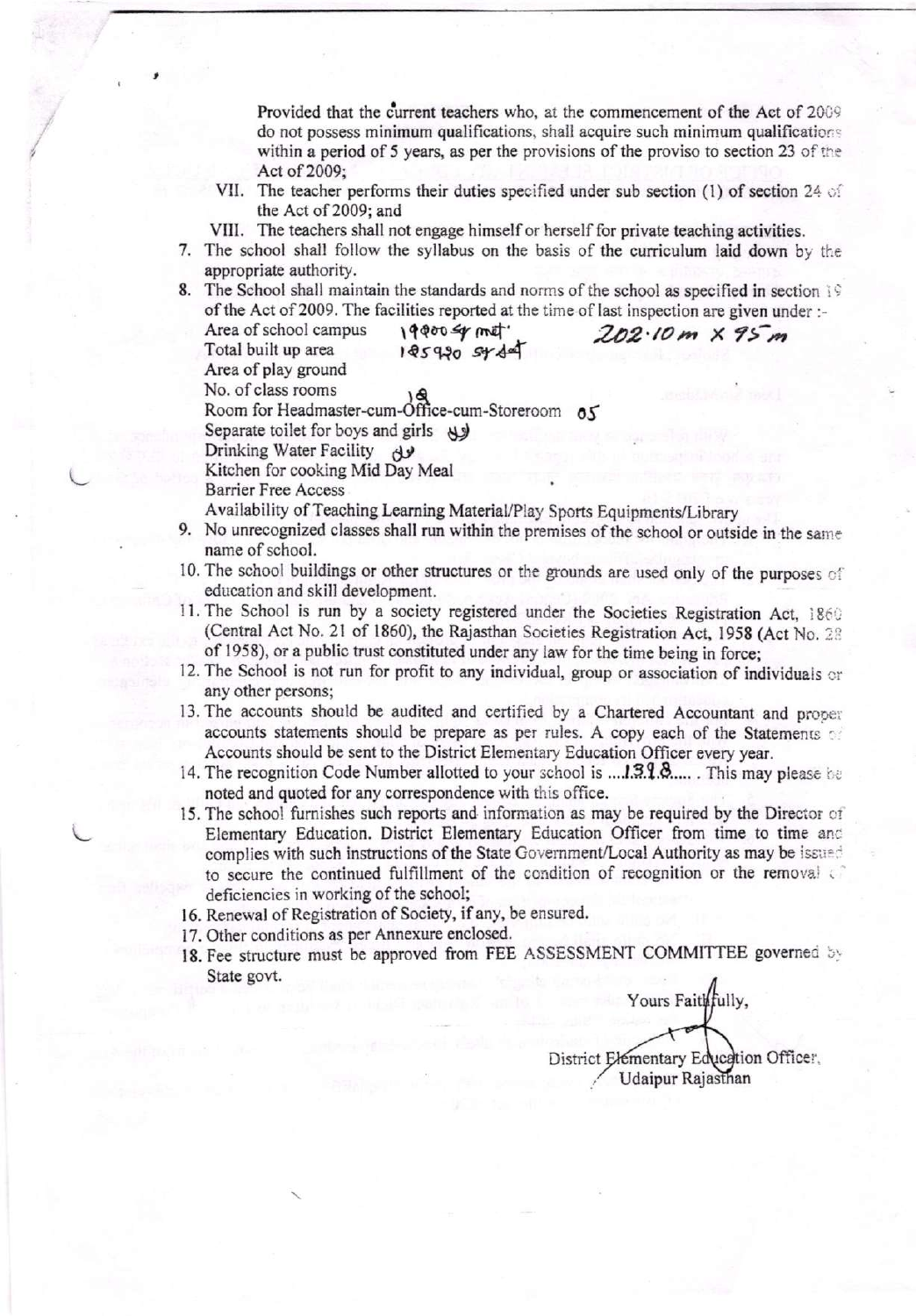Provided that the current teachers who, at the commencement of the Act of 2009 do not possess minimum qualifications, shall acquire such minimum qualifications within a period of 5 years, as per the provisions of the proviso to section 23 of the Act of 2009;

VII. The teacher performs their duties specified under sub section (1) of section 24 of the Act of 2009; and

VIII. The teachers shall not engage himself or herself for private teaching activities.

7. The school shall follow the syllabus on the basis of the curriculum laid down by the appropriate authority.
8. The School shall maintain the standards and norms of the school as specified in section 19 of the Act of 2009. The facilities reported at the time of last inspection are given under :-

   Area of school campus 19900 sq mt. 202.10 m X 95 m
   Total built up area 185920 sq feet
   Area of play ground
   No. of class rooms 18
   Room for Headmaster-cum-Office-cum-Storeroom 05
   Separate toilet for boys and girls Yes
   Drinking Water Facility Yes
   Kitchen for cooking Mid Day Meal
   Barrier Free Access
   Availability of Teaching Learning Material/Play Sports Equipments/Library

9. No unrecognized classes shall run within the premises of the school or outside in the same name of school.
10. The school buildings or other structures or the grounds are used only of the purposes of education and skill development.
11. The School is run by a society registered under the Societies Registration Act, 1860 (Central Act No. 21 of 1860), the Rajasthan Societies Registration Act, 1958 (Act No. 28 of 1958), or a public trust constituted under any law for the time being in force;
12. The School is not run for profit to any individual, group or association of individuals or any other persons;
13. The accounts should be audited and certified by a Chartered Accountant and proper accounts statements should be prepare as per rules. A copy each of the Statements of Accounts should be sent to the District Elementary Education Officer every year.
14. The recognition Code Number allotted to your school is ....1318..... . This may please be noted and quoted for any correspondence with this office.
15. The school furnishes such reports and information as may be required by the Director of Elementary Education. District Elementary Education Officer from time to time and complies with such instructions of the State Government/Local Authority as may be issued to secure the continued fulfillment of the condition of recognition or the removal of deficiencies in working of the school;
16. Renewal of Registration of Society, if any, be ensured.
17. Other conditions as per Annexure enclosed.
18. Fee structure must be approved from FEE ASSESSMENT COMMITTEE governed by State govt.

Yours Faithfully,

District Elementary Education Officer,
Udaipur Rajasthan